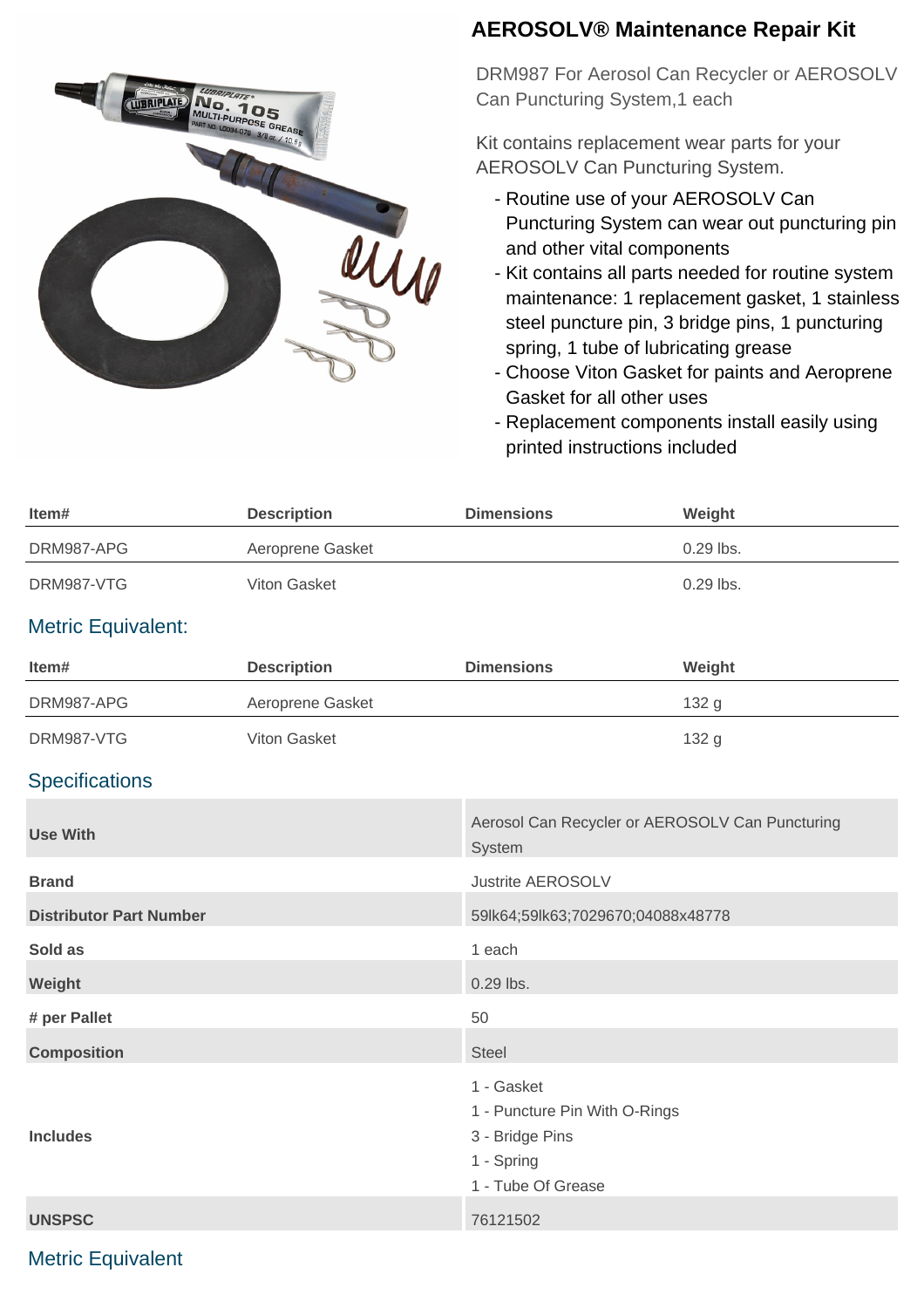# AEROSOLV® Maintenance Repair Kit

DRM987 For Aerosol Can Recycler or AEROSOLV Can Puncturing System,1 each

Kit contains replacement wear parts for your AEROSOLV Can Puncturing System.

- Routine use of your AEROSOLV Can Puncturing System can wear out puncturing pin and other vital components
- Kit contains all parts needed for routine system maintenance: 1 replacement gasket, 1 stainless steel puncture pin, 3 bridge pins, 1 puncturing spring, 1 tube of lubricating grease
- Choose Viton Gasket for paints and Aeroprene Gasket for all other uses
- Replacement components install easily using printed instructions included

| Item# | Description | Dimensions | Weight |
|---|---|---|---|
| DRM987-APG | Aeroprene Gasket | | 0.29 lbs. |
| DRM987-VTG | Viton Gasket | | 0.29 lbs. |

## Metric Equivalent:

| Item# | Description | Dimensions | Weight |
|---|---|---|---|
| DRM987-APG | Aeroprene Gasket | | 132 g |
| DRM987-VTG | Viton Gasket | | 132 g |

## Specifications

| | |
|---|---|
| **Use With** | Aerosol Can Recycler or AEROSOLV Can Puncturing System |
| **Brand** | Justrite AEROSOLV |
| **Distributor Part Number** | 59lk64;59lk63;7029670;04088x48778 |
| **Sold as** | 1 each |
| **Weight** | 0.29 lbs. |
| **# per Pallet** | 50 |
| **Composition** | Steel |
| **Includes** | 1 - Gasket<br>1 - Puncture Pin With O-Rings<br>3 - Bridge Pins<br>1 - Spring<br>1 - Tube Of Grease |
| **UNSPSC** | 76121502 |

## Metric Equivalent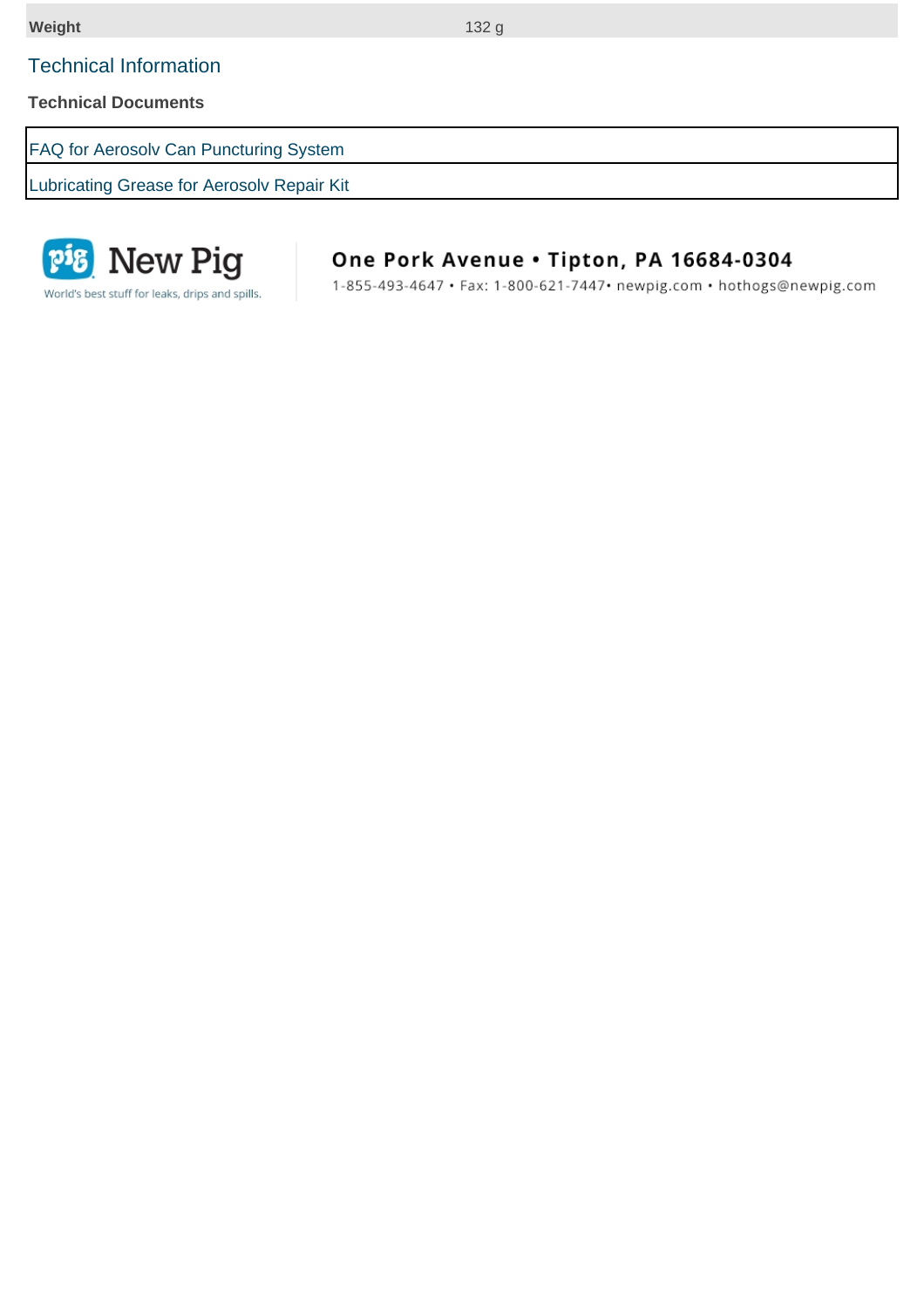| | |
|---|---|
| **Weight** | 132 g |

## Technical Information

**Technical Documents**

| |
|---|
| FAQ for Aerosolv Can Puncturing System |
| Lubricating Grease for Aerosolv Repair Kit |

New Pig

World's best stuff for leaks, drips and spills.

**One Pork Avenue • Tipton, PA 16684-0304**

1-855-493-4647 • Fax: 1-800-621-7447• newpig.com • hothogs@newpig.com